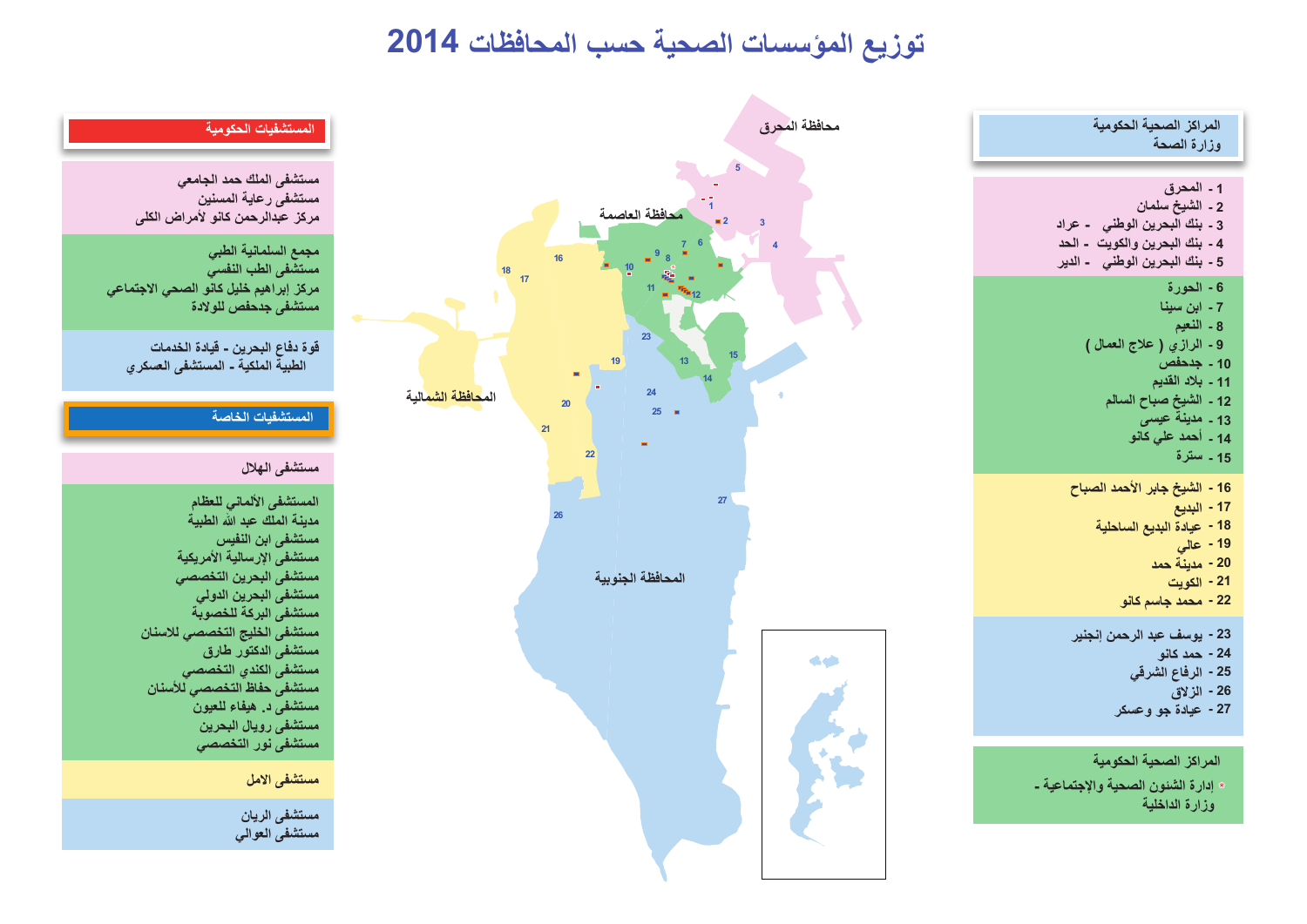# توزيع المؤسسات الصحية حسب المحافظات 2014

## المستشفيات الحكومية

مستشفى الملك حمد الجامعي
مستشفى رعاية المسنين
مركز عبدالرحمن كانو لأمراض الكلى

مجمع السلمانية الطبي
مستشفى الطب النفسي
مركز إبراهيم خليل كانو الصحي الاجتماعي
مستشفى جدحفص للولادة

قوة دفاع البحرين - قيادة الخدمات الطبية الملكية - المستشفى العسكري

## المستشفيات الخاصة

مستشفى الهلال

المستشفى الألماني للعظام
مدينة الملك عبد الله الطبية
مستشفى ابن النفيس
مستشفى الإرسالية الأمريكية
مستشفى البحرين التخصصي
مستشفى البحرين الدولي
مستشفى البركة للخصوبة
مستشفى الخليج التخصصي للاسنان
مستشفى الدكتور طارق
مستشفى الكندي التخصصي
مستشفى حفاظ التخصصي للأسنان
مستشفى د. هيفاء للعيون
مستشفى رويال البحرين
مستشفى نور التخصصي

مستشفى الامل

مستشفى الريان
مستشفى العوالي

## المراكز الصحية الحكومية وزارة الصحة

1 - المحرق
2 - الشيخ سلمان
3 - بنك البحرين الوطني - عراد
4 - بنك البحرين والكويت - الحد
5 - بنك البحرين الوطني - الدير

6 - الحورة
7 - ابن سينا
8 - النعيم
9 - الرازي ( علاج العمال )
10 - جدحفص
11 - بلاد القديم
12 - الشيخ صباح السالم
13 - مدينة عيسى
14 - أحمد علي كانو
15 - سترة

16 - الشيخ جابر الأحمد الصباح
17 - البديع
18 - عيادة البديع الساحلية
19 - عالي
20 - مدينة حمد
21 - الكويت
22 - محمد جاسم كانو

23 - يوسف عبد الرحمن إنجنير
24 - حمد كانو
25 - الرفاع الشرقي
26 - الزلاق
27 - عيادة جو وعسكر

## المراكز الصحية الحكومية

* إدارة الشئون الصحية والإجتماعية - وزارة الداخلية

محافظة المحرق
محافظة العاصمة
المحافظة الشمالية
المحافظة الجنوبية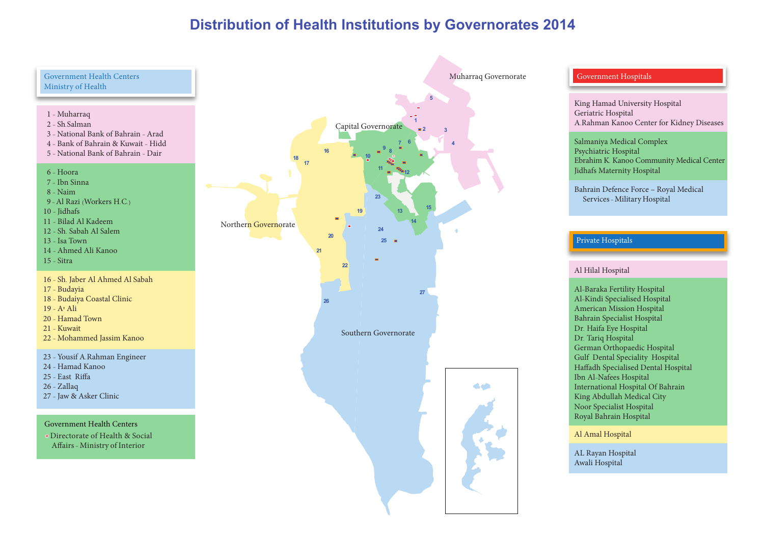# Distribution of Health Institutions by Governorates 2014

## Government Health Centers
## Ministry of Health

1 - Muharraq
2 - Sh.Salman
3 - National Bank of Bahrain - Arad
4 - Bank of Bahrain & Kuwait - Hidd
5 - National Bank of Bahrain - Dair

6 - Hoora
7 - Ibn Sinna
8 - Naim
9 - Al Razi (Workers H.C.)
10 - Jidhafs
11 - Bilad Al Kadeem
12 - Sh. Sabah Al Salem
13 - Isa Town
14 - Ahmed Ali Kanoo
15 - Sitra

16 - Sh. Jaber Al Ahmed Al Sabah
17 - Budayia
18 - Budaiya Coastal Clinic
19 - A' Ali
20 - Hamad Town
21 - Kuwait
22 - Mohammed Jassim Kanoo

23 - Yousif A.Rahman Engineer
24 - Hamad Kanoo
25 - East Riffa
26 - Zallaq
27 - Jaw & Asker Clinic

### Government Health Centers

* Directorate of Health & Social Affairs - Ministry of Interior

Muharraq Governorate

Capital Governorate

Northern Governorate

Southern Governorate

## Government Hospitals

King Hamad University Hospital
Geriatric Hospital
A.Rahman Kanoo Center for Kidney Diseases

Salmaniya Medical Complex
Psychiatric Hospital
Ebrahim K. Kanoo Community Medical Center
Jidhafs Maternity Hospital

Bahrain Defence Force – Royal Medical Services - Military Hospital

## Private Hospitals

Al Hilal Hospital

Al-Baraka Fertility Hospital
Al-Kindi Specialised Hospital
American Mission Hospital
Bahrain Specialist Hospital
Dr. Haifa Eye Hospital
Dr. Tariq Hospital
German Orthopaedic Hospital
Gulf Dental Speciality Hospital
Haffadh Specialised Dental Hospital
Ibn Al-Nafees Hospital
International Hospital Of Bahrain
King Abdullah Medical City
Noor Specialist Hospital
Royal Bahrain Hospital

Al Amal Hospital

AL Rayan Hospital
Awali Hospital